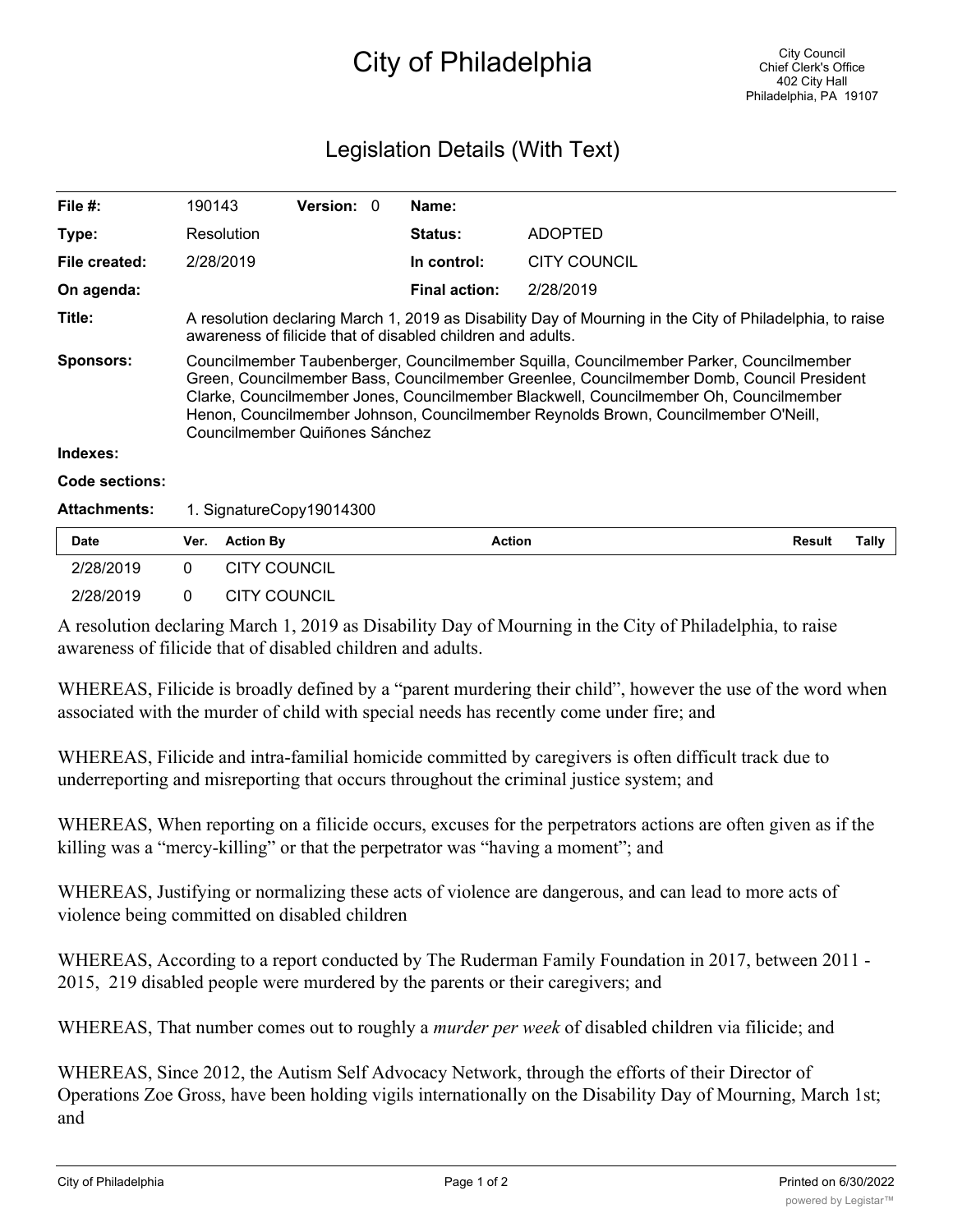# City of Philadelphia

City Council
Chief Clerk's Office
402 City Hall
Philadelphia, PA 19107

## Legislation Details (With Text)

| | | | | | |
|---|---|---|---|---|---|
| **File #:** | 190143 | **Version:** | 0 | **Name:** | |
| **Type:** | Resolution | | | **Status:** | ADOPTED |
| **File created:** | 2/28/2019 | | | **In control:** | CITY COUNCIL |
| **On agenda:** | | | | **Final action:** | 2/28/2019 |

**Title:** A resolution declaring March 1, 2019 as Disability Day of Mourning in the City of Philadelphia, to raise awareness of filicide that of disabled children and adults.

**Sponsors:** Councilmember Taubenberger, Councilmember Squilla, Councilmember Parker, Councilmember Green, Councilmember Bass, Councilmember Greenlee, Councilmember Domb, Council President Clarke, Councilmember Jones, Councilmember Blackwell, Councilmember Oh, Councilmember Henon, Councilmember Johnson, Councilmember Reynolds Brown, Councilmember O'Neill, Councilmember Quiñones Sánchez

**Indexes:**

**Code sections:**

**Attachments:** 1. SignatureCopy19014300

| Date | Ver. | Action By | Action | Result | Tally |
|---|---|---|---|---|---|
| 2/28/2019 | 0 | CITY COUNCIL | | | |
| 2/28/2019 | 0 | CITY COUNCIL | | | |

A resolution declaring March 1, 2019 as Disability Day of Mourning in the City of Philadelphia, to raise awareness of filicide that of disabled children and adults.

WHEREAS, Filicide is broadly defined by a "parent murdering their child", however the use of the word when associated with the murder of child with special needs has recently come under fire; and

WHEREAS, Filicide and intra-familial homicide committed by caregivers is often difficult track due to underreporting and misreporting that occurs throughout the criminal justice system; and

WHEREAS, When reporting on a filicide occurs, excuses for the perpetrators actions are often given as if the killing was a "mercy-killing" or that the perpetrator was "having a moment"; and

WHEREAS, Justifying or normalizing these acts of violence are dangerous, and can lead to more acts of violence being committed on disabled children

WHEREAS, According to a report conducted by The Ruderman Family Foundation in 2017, between 2011 - 2015, 219 disabled people were murdered by the parents or their caregivers; and

WHEREAS, That number comes out to roughly a *murder per week* of disabled children via filicide; and

WHEREAS, Since 2012, the Autism Self Advocacy Network, through the efforts of their Director of Operations Zoe Gross, have been holding vigils internationally on the Disability Day of Mourning, March 1st; and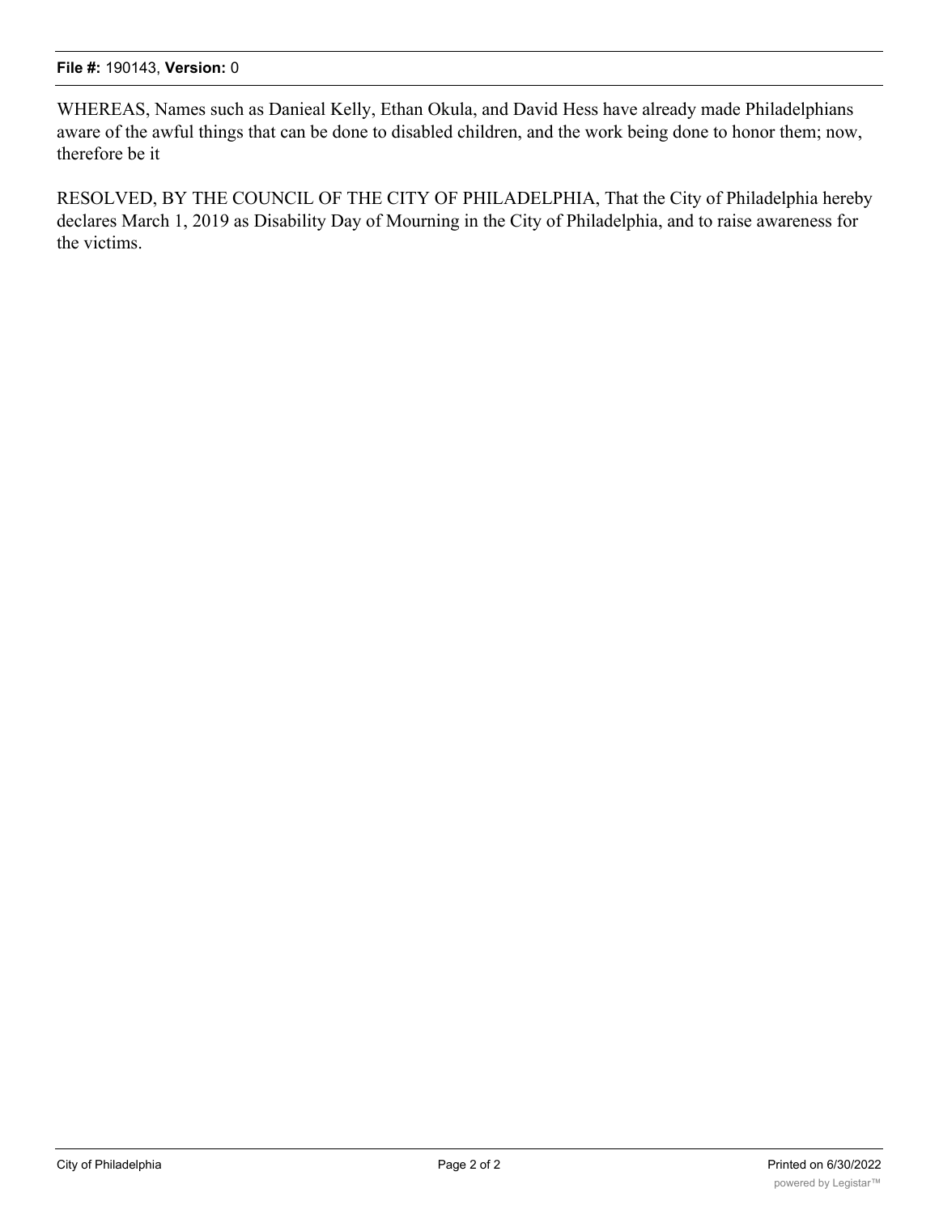WHEREAS, Names such as Danieal Kelly, Ethan Okula, and David Hess have already made Philadelphians aware of the awful things that can be done to disabled children, and the work being done to honor them; now, therefore be it

RESOLVED, BY THE COUNCIL OF THE CITY OF PHILADELPHIA, That the City of Philadelphia hereby declares March 1, 2019 as Disability Day of Mourning in the City of Philadelphia, and to raise awareness for the victims.